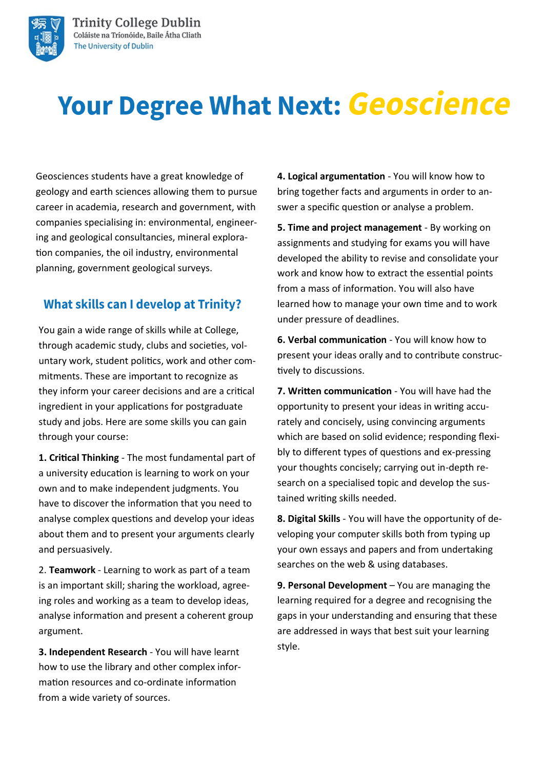# Your Degree What Next: *Geoscience*

Geosciences students have a great knowledge of geology and earth sciences allowing them to pursue career in academia, research and government, with companies specialising in: environmental, engineering and geological consultancies, mineral exploration companies, the oil industry, environmental planning, government geological surveys.

## What skills can I develop at Trinity?

You gain a wide range of skills while at College, through academic study, clubs and societies, voluntary work, student politics, work and other commitments. These are important to recognize as they inform your career decisions and are a critical ingredient in your applications for postgraduate study and jobs. Here are some skills you can gain through your course:

**1. Critical Thinking** - The most fundamental part of a university education is learning to work on your own and to make independent judgments. You have to discover the information that you need to analyse complex questions and develop your ideas about them and to present your arguments clearly and persuasively.

2. **Teamwork** - Learning to work as part of a team is an important skill; sharing the workload, agreeing roles and working as a team to develop ideas, analyse information and present a coherent group argument.

**3. Independent Research** - You will have learnt how to use the library and other complex information resources and co-ordinate information from a wide variety of sources.

**4. Logical argumentation** - You will know how to bring together facts and arguments in order to answer a specific question or analyse a problem.

**5. Time and project management** - By working on assignments and studying for exams you will have developed the ability to revise and consolidate your work and know how to extract the essential points from a mass of information. You will also have learned how to manage your own time and to work under pressure of deadlines.

**6. Verbal communication** - You will know how to present your ideas orally and to contribute constructively to discussions.

**7. Written communication** - You will have had the opportunity to present your ideas in writing accurately and concisely, using convincing arguments which are based on solid evidence; responding flexibly to different types of questions and ex-pressing your thoughts concisely; carrying out in-depth research on a specialised topic and develop the sustained writing skills needed.

**8. Digital Skills** - You will have the opportunity of developing your computer skills both from typing up your own essays and papers and from undertaking searches on the web & using databases.

**9. Personal Development** – You are managing the learning required for a degree and recognising the gaps in your understanding and ensuring that these are addressed in ways that best suit your learning style.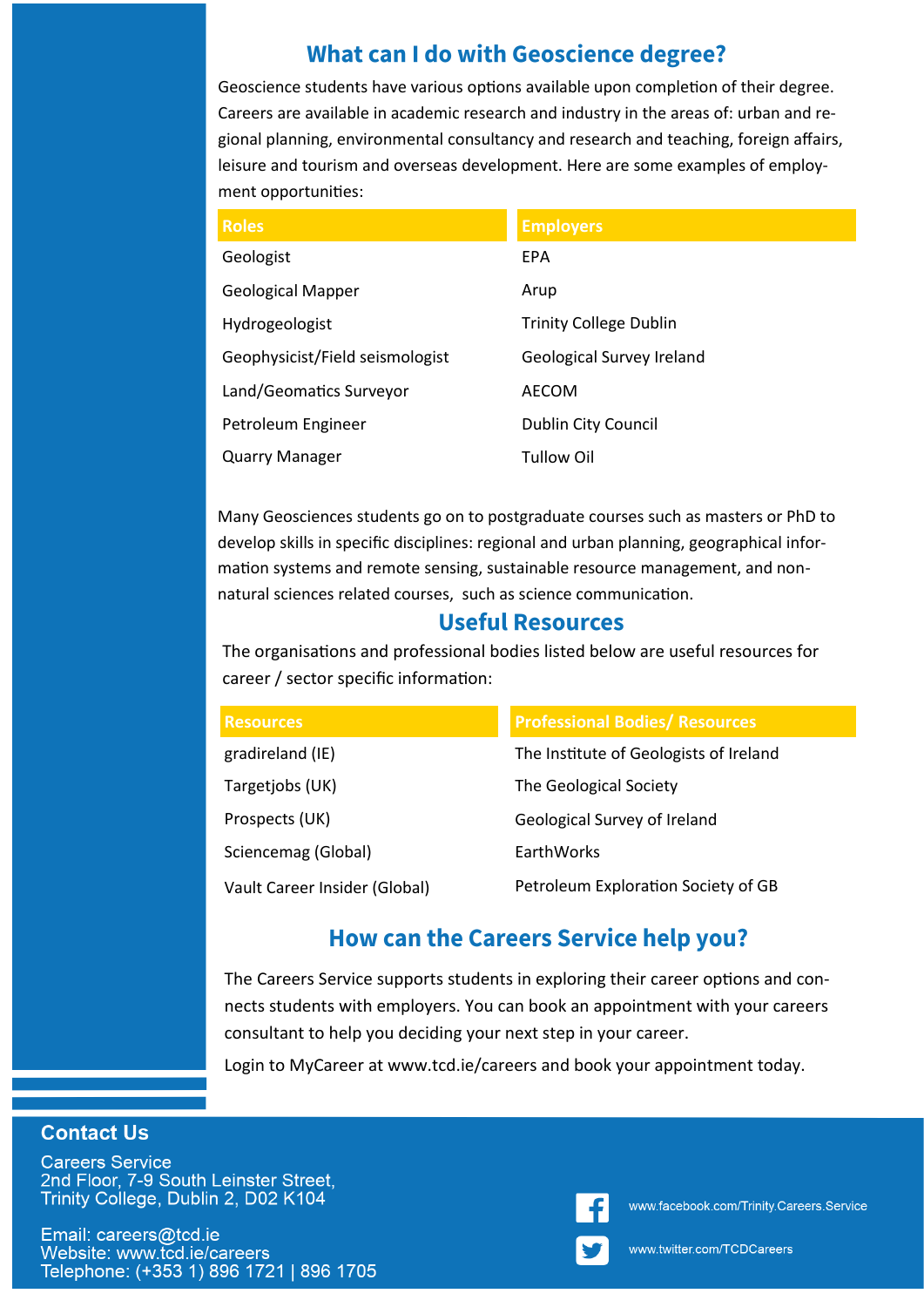## What can I do with Geoscience degree?

Geoscience students have various options available upon completion of their degree. Careers are available in academic research and industry in the areas of: urban and regional planning, environmental consultancy and research and teaching, foreign affairs, leisure and tourism and overseas development. Here are some examples of employment opportunities:

| Roles | Employers |
|---|---|
| Geologist | EPA |
| Geological Mapper | Arup |
| Hydrogeologist | Trinity College Dublin |
| Geophysicist/Field seismologist | Geological Survey Ireland |
| Land/Geomatics Surveyor | AECOM |
| Petroleum Engineer | Dublin City Council |
| Quarry Manager | Tullow Oil |

Many Geosciences students go on to postgraduate courses such as masters or PhD to develop skills in specific disciplines: regional and urban planning, geographical information systems and remote sensing, sustainable resource management, and non-natural sciences related courses, such as science communication.

## Useful Resources

The organisations and professional bodies listed below are useful resources for career / sector specific information:

| Resources | Professional Bodies/ Resources |
|---|---|
| gradireland (IE) | The Institute of Geologists of Ireland |
| Targetjobs (UK) | The Geological Society |
| Prospects (UK) | Geological Survey of Ireland |
| Sciencemag (Global) | EarthWorks |
| Vault Career Insider (Global) | Petroleum Exploration Society of GB |

## How can the Careers Service help you?

The Careers Service supports students in exploring their career options and connects students with employers. You can book an appointment with your careers consultant to help you deciding your next step in your career.

Login to MyCareer at www.tcd.ie/careers and book your appointment today.

### Contact Us

Careers Service
2nd Floor, 7-9 South Leinster Street,
Trinity College, Dublin 2, D02 K104

Email: careers@tcd.ie
Website: www.tcd.ie/careers
Telephone: (+353 1) 896 1721 | 896 1705

www.facebook.com/Trinity.Careers.Service

www.twitter.com/TCDCareers